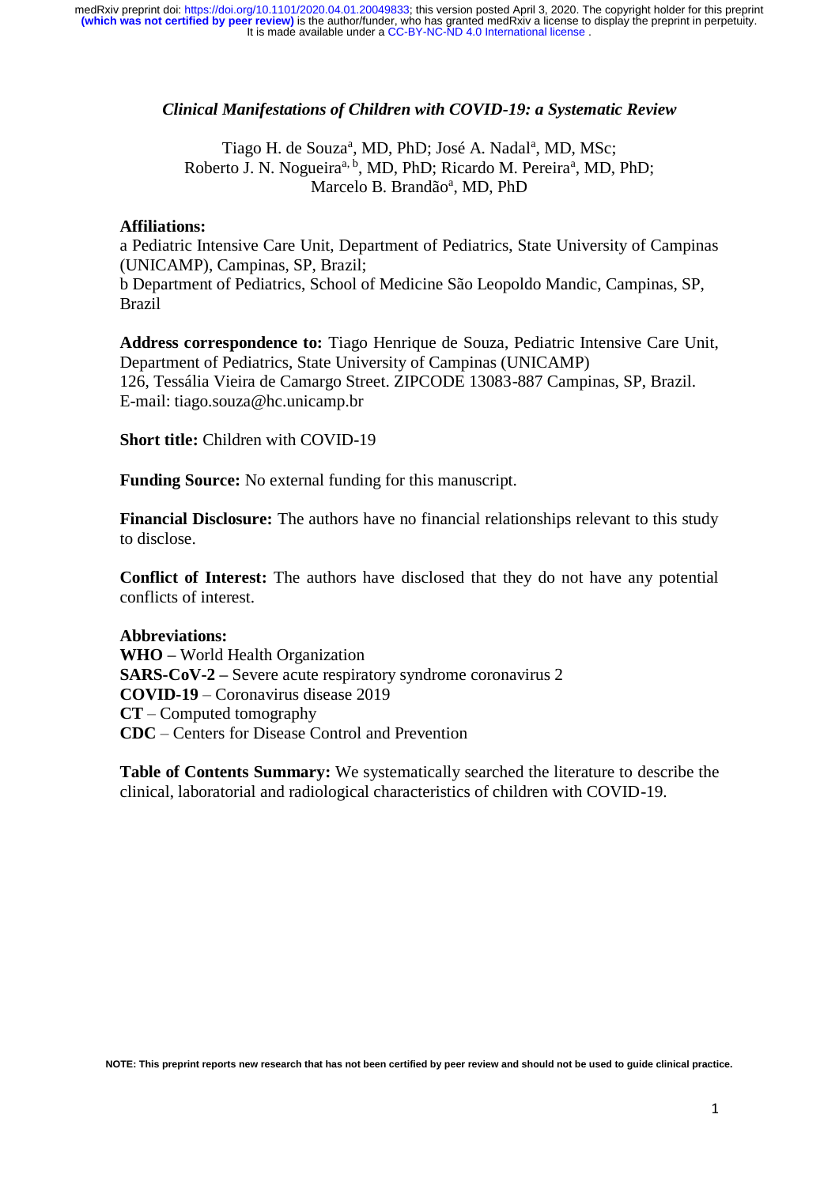*Clinical Manifestations of Children with COVID-19: a Systematic Review*

Tiago H. de Souza[a], MD, PhD; José A. Nadal[a], MD, MSc; Roberto J. N. Nogueira[a, b], MD, PhD; Ricardo M. Pereira[a], MD, PhD; Marcelo B. Brandão[a], MD, PhD

**Affiliations:**
a Pediatric Intensive Care Unit, Department of Pediatrics, State University of Campinas (UNICAMP), Campinas, SP, Brazil;
b Department of Pediatrics, School of Medicine São Leopoldo Mandic, Campinas, SP, Brazil

**Address correspondence to:** Tiago Henrique de Souza, Pediatric Intensive Care Unit, Department of Pediatrics, State University of Campinas (UNICAMP)
126, Tessália Vieira de Camargo Street. ZIPCODE 13083-887 Campinas, SP, Brazil.
E-mail: tiago.souza@hc.unicamp.br

**Short title:** Children with COVID-19

**Funding Source:** No external funding for this manuscript.

**Financial Disclosure:** The authors have no financial relationships relevant to this study to disclose.

**Conflict of Interest:** The authors have disclosed that they do not have any potential conflicts of interest.

**Abbreviations:**
**WHO –** World Health Organization
**SARS-CoV-2 –** Severe acute respiratory syndrome coronavirus 2
**COVID-19** – Coronavirus disease 2019
**CT** – Computed tomography
**CDC** – Centers for Disease Control and Prevention

**Table of Contents Summary:** We systematically searched the literature to describe the clinical, laboratorial and radiological characteristics of children with COVID-19.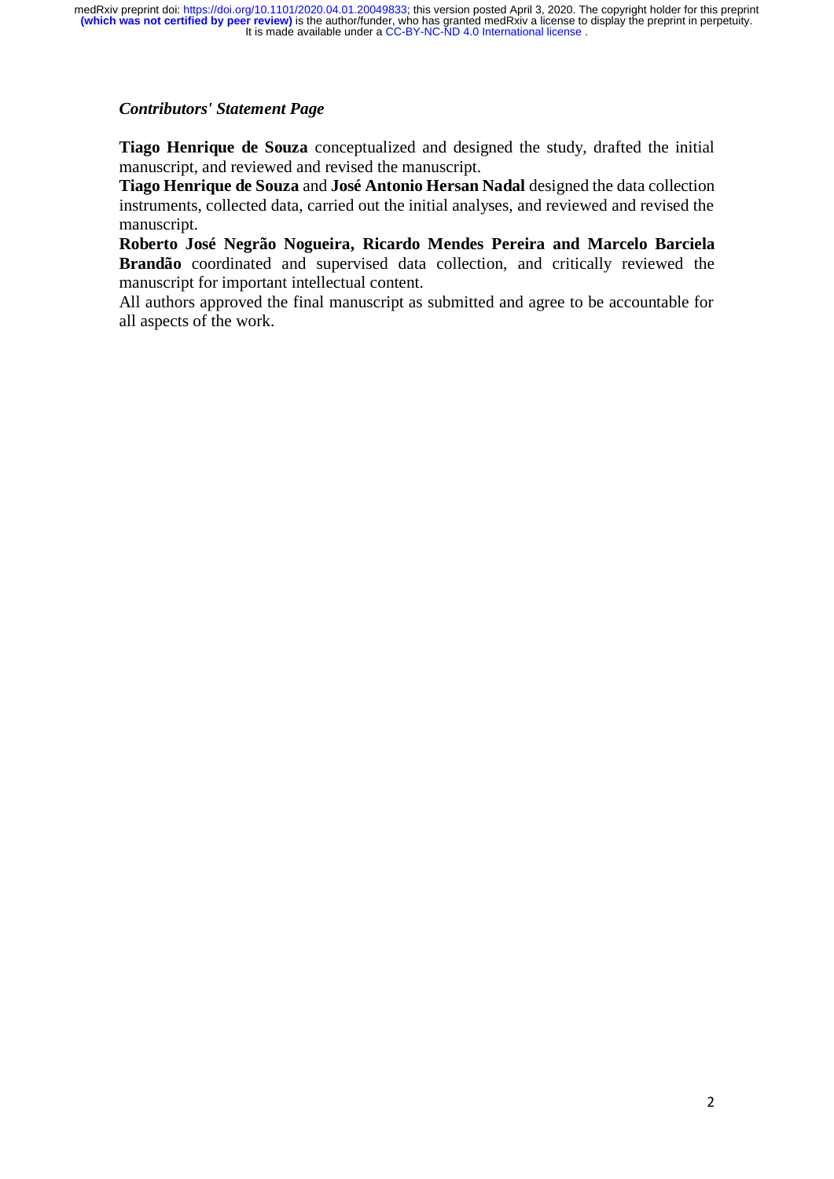### *Contributors' Statement Page*

**Tiago Henrique de Souza** conceptualized and designed the study, drafted the initial manuscript, and reviewed and revised the manuscript.

**Tiago Henrique de Souza** and **José Antonio Hersan Nadal** designed the data collection instruments, collected data, carried out the initial analyses, and reviewed and revised the manuscript.

**Roberto José Negrão Nogueira, Ricardo Mendes Pereira and Marcelo Barciela Brandão** coordinated and supervised data collection, and critically reviewed the manuscript for important intellectual content.

All authors approved the final manuscript as submitted and agree to be accountable for all aspects of the work.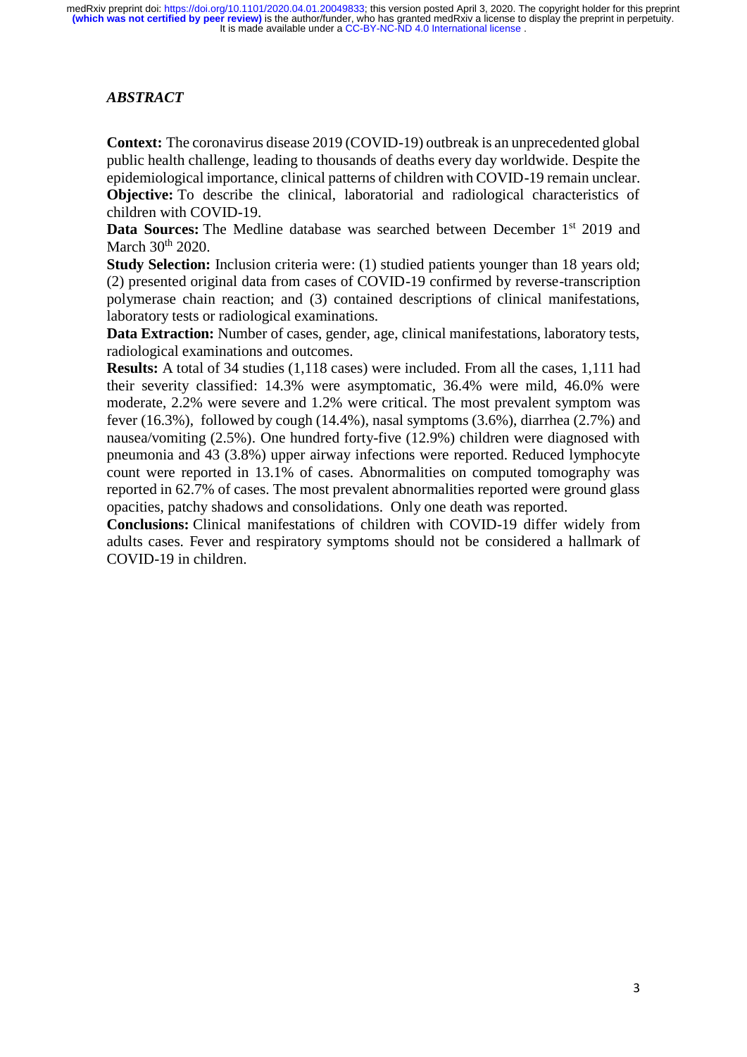## *ABSTRACT*

**Context:** The coronavirus disease 2019 (COVID-19) outbreak is an unprecedented global public health challenge, leading to thousands of deaths every day worldwide. Despite the epidemiological importance, clinical patterns of children with COVID-19 remain unclear.

**Objective:** To describe the clinical, laboratorial and radiological characteristics of children with COVID-19.

**Data Sources:** The Medline database was searched between December 1st 2019 and March 30th 2020.

**Study Selection:** Inclusion criteria were: (1) studied patients younger than 18 years old; (2) presented original data from cases of COVID-19 confirmed by reverse-transcription polymerase chain reaction; and (3) contained descriptions of clinical manifestations, laboratory tests or radiological examinations.

**Data Extraction:** Number of cases, gender, age, clinical manifestations, laboratory tests, radiological examinations and outcomes.

**Results:** A total of 34 studies (1,118 cases) were included. From all the cases, 1,111 had their severity classified: 14.3% were asymptomatic, 36.4% were mild, 46.0% were moderate, 2.2% were severe and 1.2% were critical. The most prevalent symptom was fever (16.3%), followed by cough (14.4%), nasal symptoms (3.6%), diarrhea (2.7%) and nausea/vomiting (2.5%). One hundred forty-five (12.9%) children were diagnosed with pneumonia and 43 (3.8%) upper airway infections were reported. Reduced lymphocyte count were reported in 13.1% of cases. Abnormalities on computed tomography was reported in 62.7% of cases. The most prevalent abnormalities reported were ground glass opacities, patchy shadows and consolidations. Only one death was reported.

**Conclusions:** Clinical manifestations of children with COVID-19 differ widely from adults cases. Fever and respiratory symptoms should not be considered a hallmark of COVID-19 in children.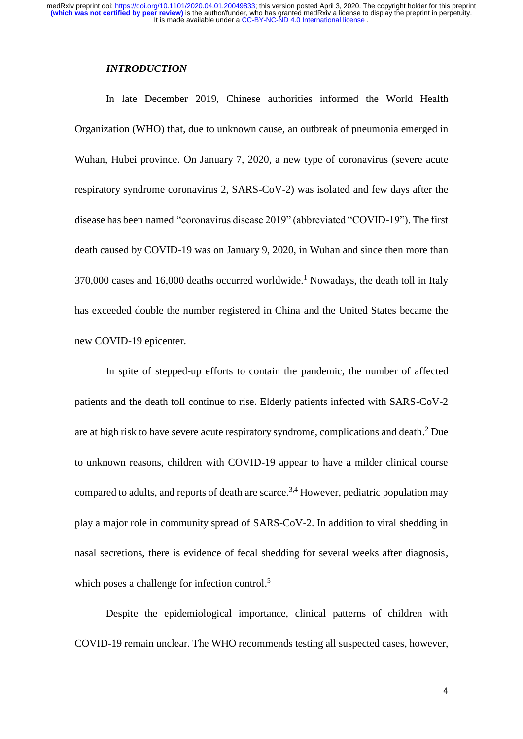## *INTRODUCTION*

In late December 2019, Chinese authorities informed the World Health Organization (WHO) that, due to unknown cause, an outbreak of pneumonia emerged in Wuhan, Hubei province. On January 7, 2020, a new type of coronavirus (severe acute respiratory syndrome coronavirus 2, SARS-CoV-2) was isolated and few days after the disease has been named "coronavirus disease 2019" (abbreviated "COVID-19"). The first death caused by COVID-19 was on January 9, 2020, in Wuhan and since then more than 370,000 cases and 16,000 deaths occurred worldwide.[1] Nowadays, the death toll in Italy has exceeded double the number registered in China and the United States became the new COVID-19 epicenter.

In spite of stepped-up efforts to contain the pandemic, the number of affected patients and the death toll continue to rise. Elderly patients infected with SARS-CoV-2 are at high risk to have severe acute respiratory syndrome, complications and death.[2] Due to unknown reasons, children with COVID-19 appear to have a milder clinical course compared to adults, and reports of death are scarce.[3,4] However, pediatric population may play a major role in community spread of SARS-CoV-2. In addition to viral shedding in nasal secretions, there is evidence of fecal shedding for several weeks after diagnosis, which poses a challenge for infection control.[5]

Despite the epidemiological importance, clinical patterns of children with COVID-19 remain unclear. The WHO recommends testing all suspected cases, however,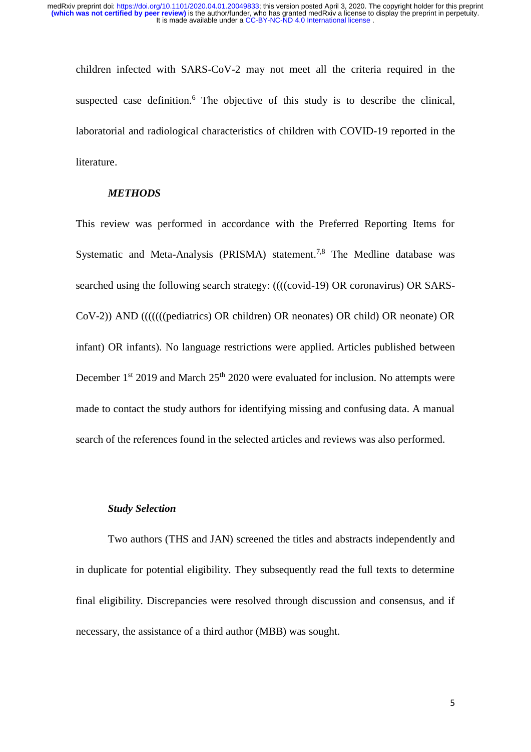children infected with SARS-CoV-2 may not meet all the criteria required in the suspected case definition.[6] The objective of this study is to describe the clinical, laboratorial and radiological characteristics of children with COVID-19 reported in the literature.

## *METHODS*

This review was performed in accordance with the Preferred Reporting Items for Systematic and Meta-Analysis (PRISMA) statement.[7,8] The Medline database was searched using the following search strategy: ((((covid-19) OR coronavirus) OR SARS-CoV-2)) AND (((((((pediatrics) OR children) OR neonates) OR child) OR neonate) OR infant) OR infants). No language restrictions were applied. Articles published between December 1st 2019 and March 25th 2020 were evaluated for inclusion. No attempts were made to contact the study authors for identifying missing and confusing data. A manual search of the references found in the selected articles and reviews was also performed.

### *Study Selection*

Two authors (THS and JAN) screened the titles and abstracts independently and in duplicate for potential eligibility. They subsequently read the full texts to determine final eligibility. Discrepancies were resolved through discussion and consensus, and if necessary, the assistance of a third author (MBB) was sought.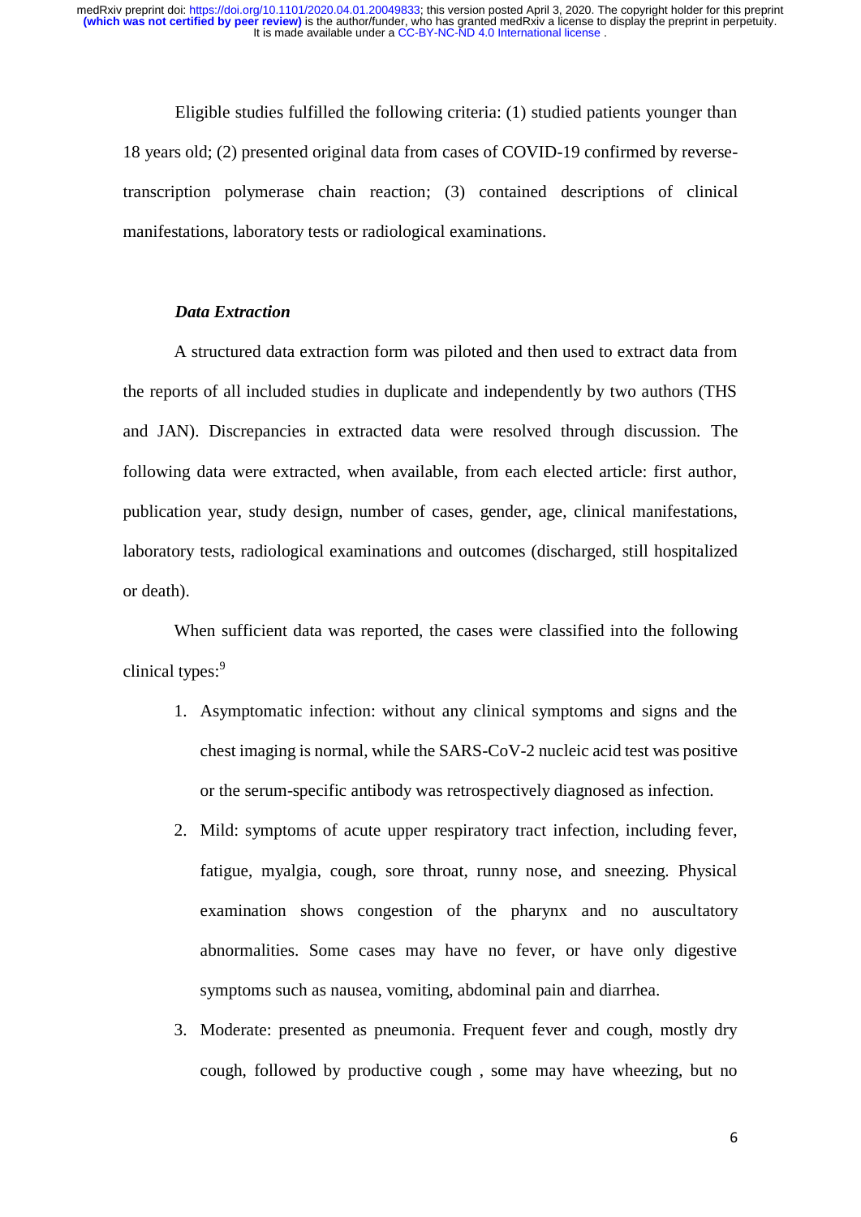Eligible studies fulfilled the following criteria: (1) studied patients younger than 18 years old; (2) presented original data from cases of COVID-19 confirmed by reverse-transcription polymerase chain reaction; (3) contained descriptions of clinical manifestations, laboratory tests or radiological examinations.

### *Data Extraction*

A structured data extraction form was piloted and then used to extract data from the reports of all included studies in duplicate and independently by two authors (THS and JAN). Discrepancies in extracted data were resolved through discussion. The following data were extracted, when available, from each elected article: first author, publication year, study design, number of cases, gender, age, clinical manifestations, laboratory tests, radiological examinations and outcomes (discharged, still hospitalized or death).

When sufficient data was reported, the cases were classified into the following clinical types:[9]

1. Asymptomatic infection: without any clinical symptoms and signs and the chest imaging is normal, while the SARS-CoV-2 nucleic acid test was positive or the serum-specific antibody was retrospectively diagnosed as infection.
2. Mild: symptoms of acute upper respiratory tract infection, including fever, fatigue, myalgia, cough, sore throat, runny nose, and sneezing. Physical examination shows congestion of the pharynx and no auscultatory abnormalities. Some cases may have no fever, or have only digestive symptoms such as nausea, vomiting, abdominal pain and diarrhea.
3. Moderate: presented as pneumonia. Frequent fever and cough, mostly dry cough, followed by productive cough , some may have wheezing, but no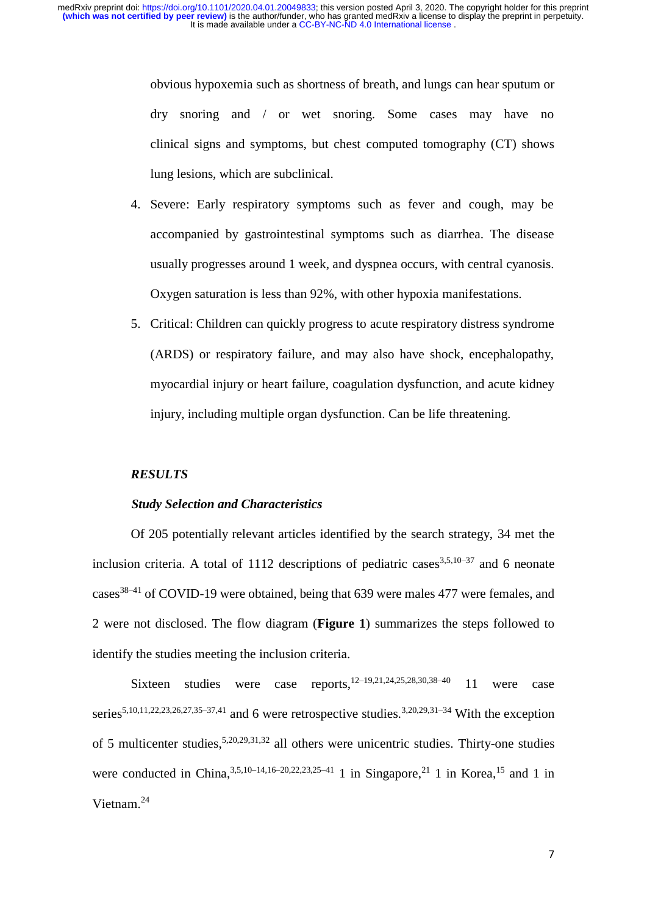obvious hypoxemia such as shortness of breath, and lungs can hear sputum or dry snoring and / or wet snoring. Some cases may have no clinical signs and symptoms, but chest computed tomography (CT) shows lung lesions, which are subclinical.

4. Severe: Early respiratory symptoms such as fever and cough, may be accompanied by gastrointestinal symptoms such as diarrhea. The disease usually progresses around 1 week, and dyspnea occurs, with central cyanosis. Oxygen saturation is less than 92%, with other hypoxia manifestations.
5. Critical: Children can quickly progress to acute respiratory distress syndrome (ARDS) or respiratory failure, and may also have shock, encephalopathy, myocardial injury or heart failure, coagulation dysfunction, and acute kidney injury, including multiple organ dysfunction. Can be life threatening.

## *RESULTS*

### *Study Selection and Characteristics*

Of 205 potentially relevant articles identified by the search strategy, 34 met the inclusion criteria. A total of 1112 descriptions of pediatric cases[3,5,10–37] and 6 neonate cases[38–41] of COVID-19 were obtained, being that 639 were males 477 were females, and 2 were not disclosed. The flow diagram (**Figure 1**) summarizes the steps followed to identify the studies meeting the inclusion criteria.

Sixteen studies were case reports,[12–19,21,24,25,28,30,38–40] 11 were case series[5,10,11,22,23,26,27,35–37,41] and 6 were retrospective studies.[3,20,29,31–34] With the exception of 5 multicenter studies,[5,20,29,31,32] all others were unicentric studies. Thirty-one studies were conducted in China,[3,5,10–14,16–20,22,23,25–41] 1 in Singapore,[21] 1 in Korea,[15] and 1 in Vietnam.[24]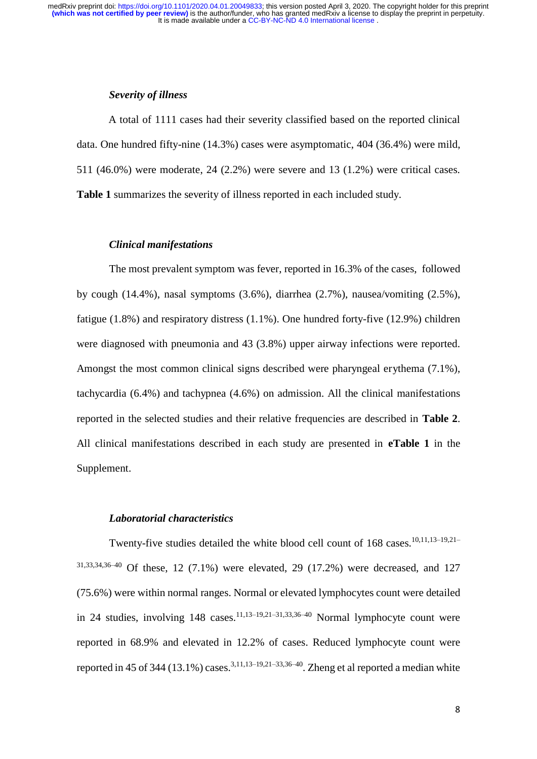### *Severity of illness*

A total of 1111 cases had their severity classified based on the reported clinical data. One hundred fifty-nine (14.3%) cases were asymptomatic, 404 (36.4%) were mild, 511 (46.0%) were moderate, 24 (2.2%) were severe and 13 (1.2%) were critical cases. **Table 1** summarizes the severity of illness reported in each included study.

### *Clinical manifestations*

The most prevalent symptom was fever, reported in 16.3% of the cases, followed by cough (14.4%), nasal symptoms (3.6%), diarrhea (2.7%), nausea/vomiting (2.5%), fatigue (1.8%) and respiratory distress (1.1%). One hundred forty-five (12.9%) children were diagnosed with pneumonia and 43 (3.8%) upper airway infections were reported. Amongst the most common clinical signs described were pharyngeal erythema (7.1%), tachycardia (6.4%) and tachypnea (4.6%) on admission. All the clinical manifestations reported in the selected studies and their relative frequencies are described in **Table 2**. All clinical manifestations described in each study are presented in **eTable 1** in the Supplement.

### *Laboratorial characteristics*

Twenty-five studies detailed the white blood cell count of 168 cases.[10,11,13–19,21–31,33,34,36–40] Of these, 12 (7.1%) were elevated, 29 (17.2%) were decreased, and 127 (75.6%) were within normal ranges. Normal or elevated lymphocytes count were detailed in 24 studies, involving 148 cases.[11,13–19,21–31,33,36–40] Normal lymphocyte count were reported in 68.9% and elevated in 12.2% of cases. Reduced lymphocyte count were reported in 45 of 344 (13.1%) cases.[3,11,13–19,21–33,36–40]. Zheng et al reported a median white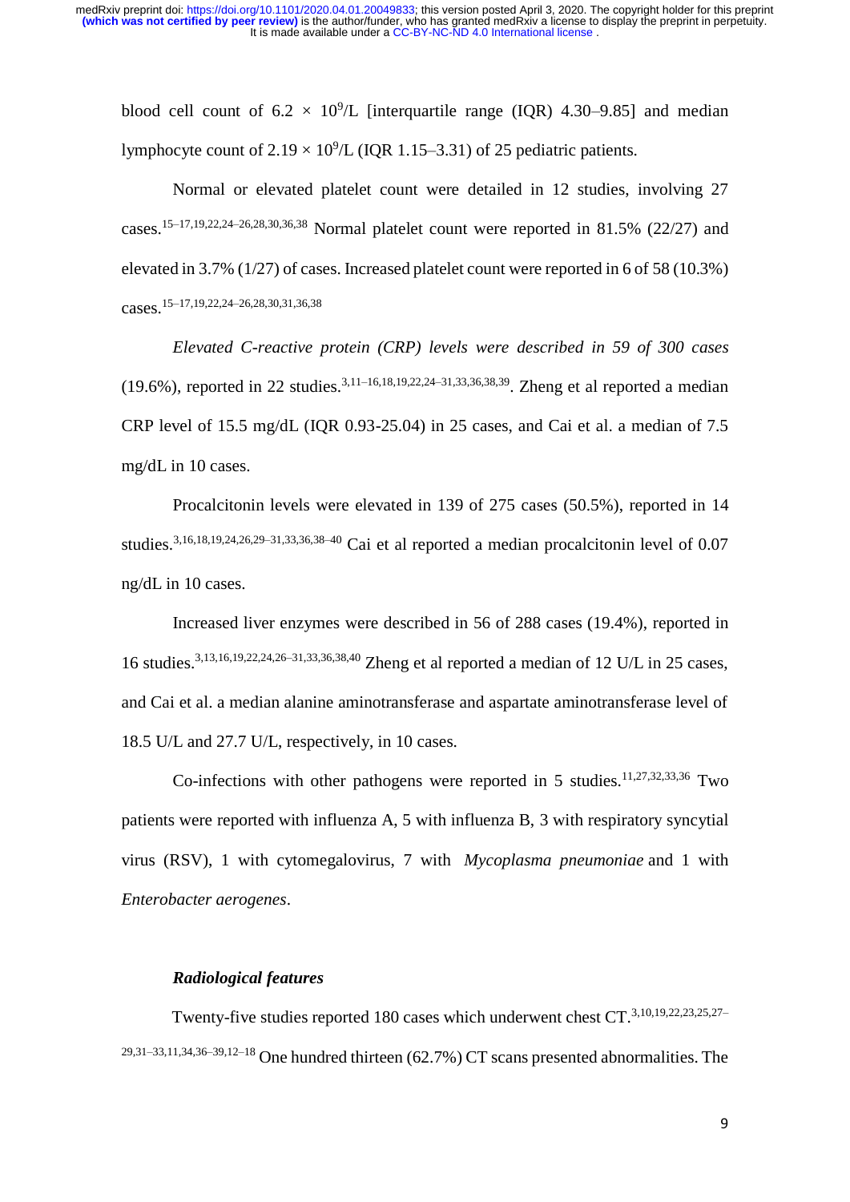blood cell count of $6.2 \times 10^9$/L [interquartile range (IQR) 4.30–9.85] and median lymphocyte count of $2.19 \times 10^9$/L (IQR 1.15–3.31) of 25 pediatric patients.

Normal or elevated platelet count were detailed in 12 studies, involving 27 cases.[15–17,19,22,24–26,28,30,36,38] Normal platelet count were reported in 81.5% (22/27) and elevated in 3.7% (1/27) of cases. Increased platelet count were reported in 6 of 58 (10.3%) cases.[15–17,19,22,24–26,28,30,31,36,38]

*Elevated C-reactive protein (CRP) levels were described in 59 of 300 cases* (19.6%), reported in 22 studies.[3,11–16,18,19,22,24–31,33,36,38,39]. Zheng et al reported a median CRP level of 15.5 mg/dL (IQR 0.93-25.04) in 25 cases, and Cai et al. a median of 7.5 mg/dL in 10 cases.

Procalcitonin levels were elevated in 139 of 275 cases (50.5%), reported in 14 studies.[3,16,18,19,24,26,29–31,33,36,38–40] Cai et al reported a median procalcitonin level of 0.07 ng/dL in 10 cases.

Increased liver enzymes were described in 56 of 288 cases (19.4%), reported in 16 studies.[3,13,16,19,22,24,26–31,33,36,38,40] Zheng et al reported a median of 12 U/L in 25 cases, and Cai et al. a median alanine aminotransferase and aspartate aminotransferase level of 18.5 U/L and 27.7 U/L, respectively, in 10 cases.

Co-infections with other pathogens were reported in 5 studies.[11,27,32,33,36] Two patients were reported with influenza A, 5 with influenza B, 3 with respiratory syncytial virus (RSV), 1 with cytomegalovirus, 7 with *Mycoplasma pneumoniae* and 1 with *Enterobacter aerogenes*.

### *Radiological features*

Twenty-five studies reported 180 cases which underwent chest CT.[3,10,19,22,23,25,27–29,31–33,11,34,36–39,12–18] One hundred thirteen (62.7%) CT scans presented abnormalities. The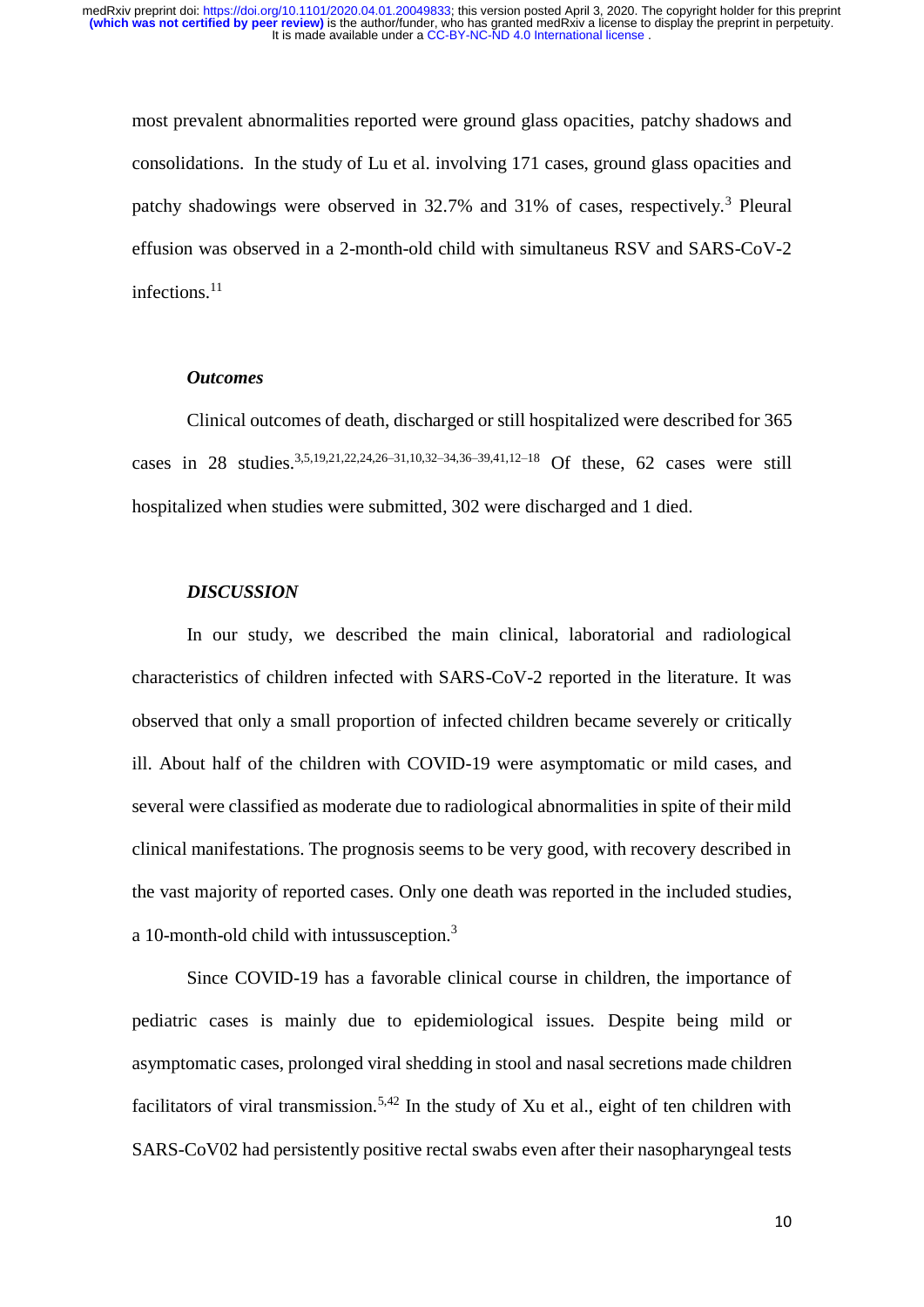most prevalent abnormalities reported were ground glass opacities, patchy shadows and consolidations. In the study of Lu et al. involving 171 cases, ground glass opacities and patchy shadowings were observed in 32.7% and 31% of cases, respectively.[3] Pleural effusion was observed in a 2-month-old child with simultaneus RSV and SARS-CoV-2 infections.[11]

### *Outcomes*

Clinical outcomes of death, discharged or still hospitalized were described for 365 cases in 28 studies.[3,5,19,21,22,24,26–31,10,32–34,36–39,41,12–18] Of these, 62 cases were still hospitalized when studies were submitted, 302 were discharged and 1 died.

## *DISCUSSION*

In our study, we described the main clinical, laboratorial and radiological characteristics of children infected with SARS-CoV-2 reported in the literature. It was observed that only a small proportion of infected children became severely or critically ill. About half of the children with COVID-19 were asymptomatic or mild cases, and several were classified as moderate due to radiological abnormalities in spite of their mild clinical manifestations. The prognosis seems to be very good, with recovery described in the vast majority of reported cases. Only one death was reported in the included studies, a 10-month-old child with intussusception.[3]

Since COVID-19 has a favorable clinical course in children, the importance of pediatric cases is mainly due to epidemiological issues. Despite being mild or asymptomatic cases, prolonged viral shedding in stool and nasal secretions made children facilitators of viral transmission.[5,42] In the study of Xu et al., eight of ten children with SARS-CoV02 had persistently positive rectal swabs even after their nasopharyngeal tests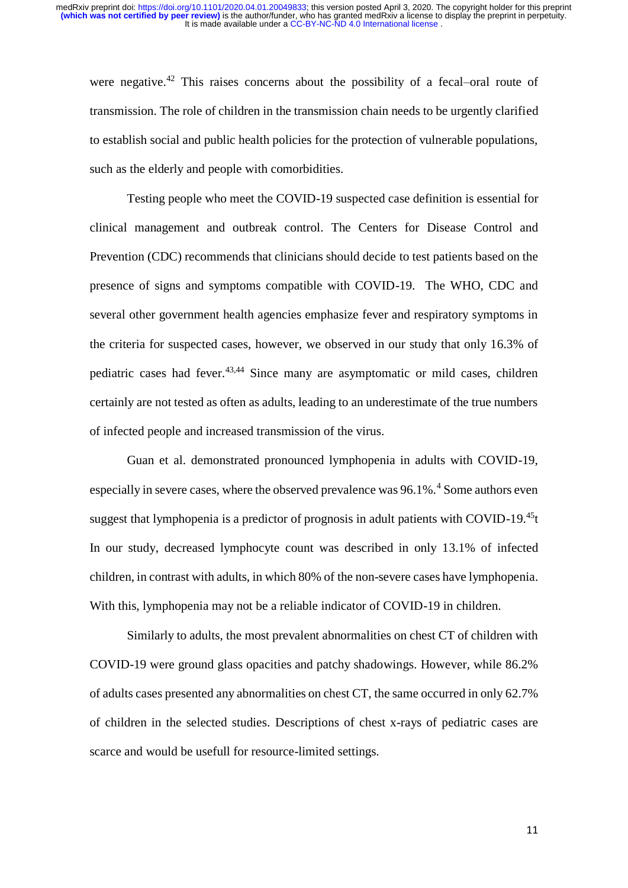were negative.[42] This raises concerns about the possibility of a fecal–oral route of transmission. The role of children in the transmission chain needs to be urgently clarified to establish social and public health policies for the protection of vulnerable populations, such as the elderly and people with comorbidities.

Testing people who meet the COVID-19 suspected case definition is essential for clinical management and outbreak control. The Centers for Disease Control and Prevention (CDC) recommends that clinicians should decide to test patients based on the presence of signs and symptoms compatible with COVID-19. The WHO, CDC and several other government health agencies emphasize fever and respiratory symptoms in the criteria for suspected cases, however, we observed in our study that only 16.3% of pediatric cases had fever.[43,44] Since many are asymptomatic or mild cases, children certainly are not tested as often as adults, leading to an underestimate of the true numbers of infected people and increased transmission of the virus.

Guan et al. demonstrated pronounced lymphopenia in adults with COVID-19, especially in severe cases, where the observed prevalence was 96.1%.[4] Some authors even suggest that lymphopenia is a predictor of prognosis in adult patients with COVID-19.[45]t In our study, decreased lymphocyte count was described in only 13.1% of infected children, in contrast with adults, in which 80% of the non-severe cases have lymphopenia. With this, lymphopenia may not be a reliable indicator of COVID-19 in children.

Similarly to adults, the most prevalent abnormalities on chest CT of children with COVID-19 were ground glass opacities and patchy shadowings. However, while 86.2% of adults cases presented any abnormalities on chest CT, the same occurred in only 62.7% of children in the selected studies. Descriptions of chest x-rays of pediatric cases are scarce and would be usefull for resource-limited settings.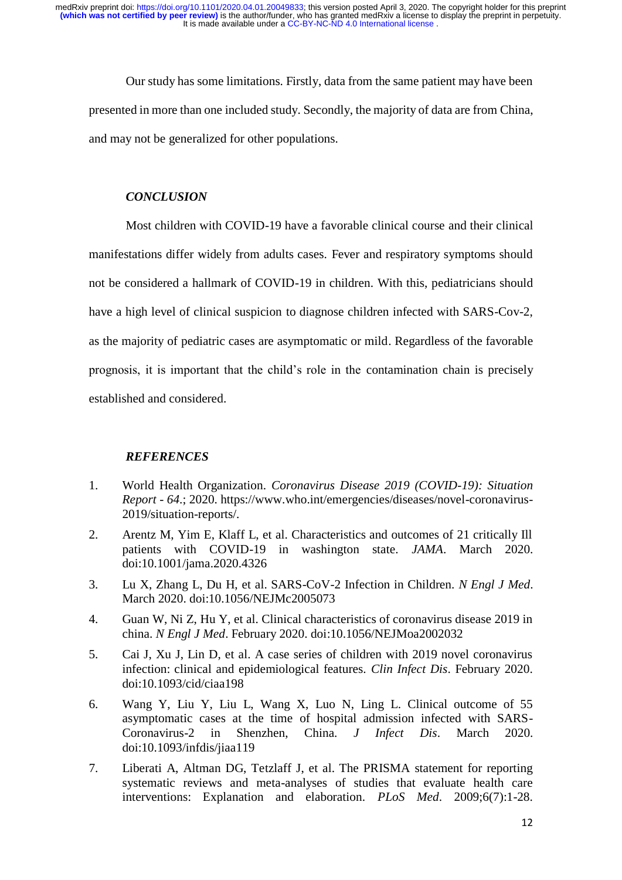Our study has some limitations. Firstly, data from the same patient may have been presented in more than one included study. Secondly, the majority of data are from China, and may not be generalized for other populations.

## *CONCLUSION*

Most children with COVID-19 have a favorable clinical course and their clinical manifestations differ widely from adults cases. Fever and respiratory symptoms should not be considered a hallmark of COVID-19 in children. With this, pediatricians should have a high level of clinical suspicion to diagnose children infected with SARS-Cov-2, as the majority of pediatric cases are asymptomatic or mild. Regardless of the favorable prognosis, it is important that the child's role in the contamination chain is precisely established and considered.

## *REFERENCES*

1. World Health Organization. *Coronavirus Disease 2019 (COVID-19): Situation Report - 64*.; 2020. https://www.who.int/emergencies/diseases/novel-coronavirus-2019/situation-reports/.
2. Arentz M, Yim E, Klaff L, et al. Characteristics and outcomes of 21 critically Ill patients with COVID-19 in washington state. *JAMA*. March 2020. doi:10.1001/jama.2020.4326
3. Lu X, Zhang L, Du H, et al. SARS-CoV-2 Infection in Children. *N Engl J Med*. March 2020. doi:10.1056/NEJMc2005073
4. Guan W, Ni Z, Hu Y, et al. Clinical characteristics of coronavirus disease 2019 in china. *N Engl J Med*. February 2020. doi:10.1056/NEJMoa2002032
5. Cai J, Xu J, Lin D, et al. A case series of children with 2019 novel coronavirus infection: clinical and epidemiological features. *Clin Infect Dis*. February 2020. doi:10.1093/cid/ciaa198
6. Wang Y, Liu Y, Liu L, Wang X, Luo N, Ling L. Clinical outcome of 55 asymptomatic cases at the time of hospital admission infected with SARS-Coronavirus-2 in Shenzhen, China. *J Infect Dis*. March 2020. doi:10.1093/infdis/jiaa119
7. Liberati A, Altman DG, Tetzlaff J, et al. The PRISMA statement for reporting systematic reviews and meta-analyses of studies that evaluate health care interventions: Explanation and elaboration. *PLoS Med*. 2009;6(7):1-28.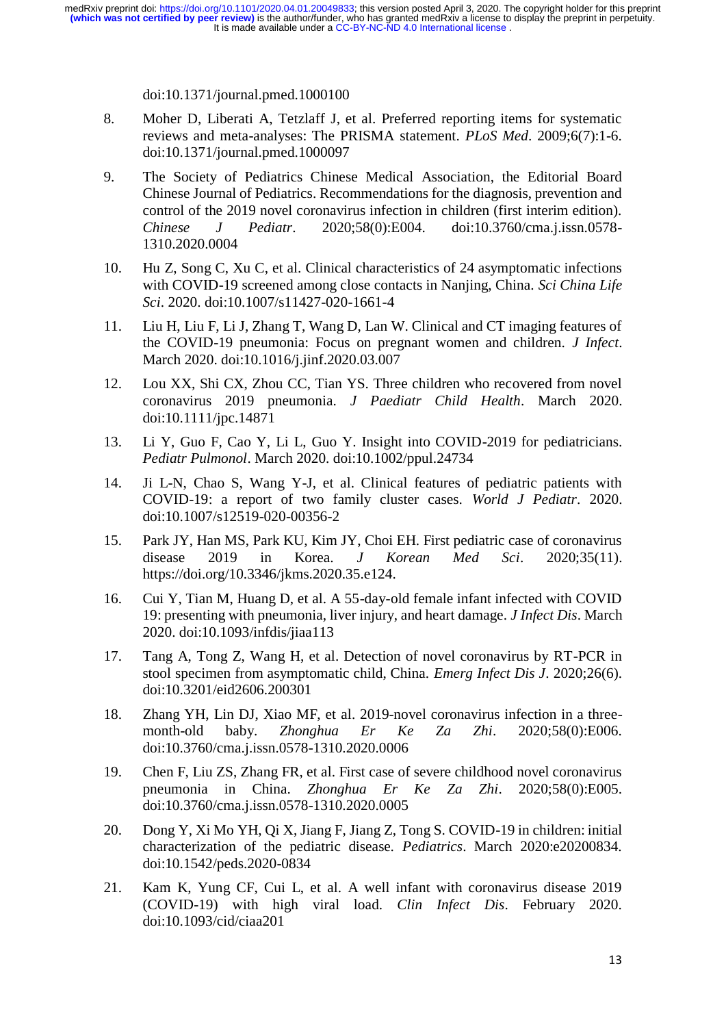doi:10.1371/journal.pmed.1000100

8. Moher D, Liberati A, Tetzlaff J, et al. Preferred reporting items for systematic reviews and meta-analyses: The PRISMA statement. *PLoS Med*. 2009;6(7):1-6. doi:10.1371/journal.pmed.1000097

9. The Society of Pediatrics Chinese Medical Association, the Editorial Board Chinese Journal of Pediatrics. Recommendations for the diagnosis, prevention and control of the 2019 novel coronavirus infection in children (first interim edition). *Chinese J Pediatr*. 2020;58(0):E004. doi:10.3760/cma.j.issn.0578-1310.2020.0004

10. Hu Z, Song C, Xu C, et al. Clinical characteristics of 24 asymptomatic infections with COVID-19 screened among close contacts in Nanjing, China. *Sci China Life Sci*. 2020. doi:10.1007/s11427-020-1661-4

11. Liu H, Liu F, Li J, Zhang T, Wang D, Lan W. Clinical and CT imaging features of the COVID-19 pneumonia: Focus on pregnant women and children. *J Infect*. March 2020. doi:10.1016/j.jinf.2020.03.007

12. Lou XX, Shi CX, Zhou CC, Tian YS. Three children who recovered from novel coronavirus 2019 pneumonia. *J Paediatr Child Health*. March 2020. doi:10.1111/jpc.14871

13. Li Y, Guo F, Cao Y, Li L, Guo Y. Insight into COVID-2019 for pediatricians. *Pediatr Pulmonol*. March 2020. doi:10.1002/ppul.24734

14. Ji L-N, Chao S, Wang Y-J, et al. Clinical features of pediatric patients with COVID-19: a report of two family cluster cases. *World J Pediatr*. 2020. doi:10.1007/s12519-020-00356-2

15. Park JY, Han MS, Park KU, Kim JY, Choi EH. First pediatric case of coronavirus disease 2019 in Korea. *J Korean Med Sci*. 2020;35(11). https://doi.org/10.3346/jkms.2020.35.e124.

16. Cui Y, Tian M, Huang D, et al. A 55-day-old female infant infected with COVID 19: presenting with pneumonia, liver injury, and heart damage. *J Infect Dis*. March 2020. doi:10.1093/infdis/jiaa113

17. Tang A, Tong Z, Wang H, et al. Detection of novel coronavirus by RT-PCR in stool specimen from asymptomatic child, China. *Emerg Infect Dis J*. 2020;26(6). doi:10.3201/eid2606.200301

18. Zhang YH, Lin DJ, Xiao MF, et al. 2019-novel coronavirus infection in a three-month-old baby. *Zhonghua Er Ke Za Zhi*. 2020;58(0):E006. doi:10.3760/cma.j.issn.0578-1310.2020.0006

19. Chen F, Liu ZS, Zhang FR, et al. First case of severe childhood novel coronavirus pneumonia in China. *Zhonghua Er Ke Za Zhi*. 2020;58(0):E005. doi:10.3760/cma.j.issn.0578-1310.2020.0005

20. Dong Y, Xi Mo YH, Qi X, Jiang F, Jiang Z, Tong S. COVID-19 in children: initial characterization of the pediatric disease. *Pediatrics*. March 2020:e20200834. doi:10.1542/peds.2020-0834

21. Kam K, Yung CF, Cui L, et al. A well infant with coronavirus disease 2019 (COVID-19) with high viral load. *Clin Infect Dis*. February 2020. doi:10.1093/cid/ciaa201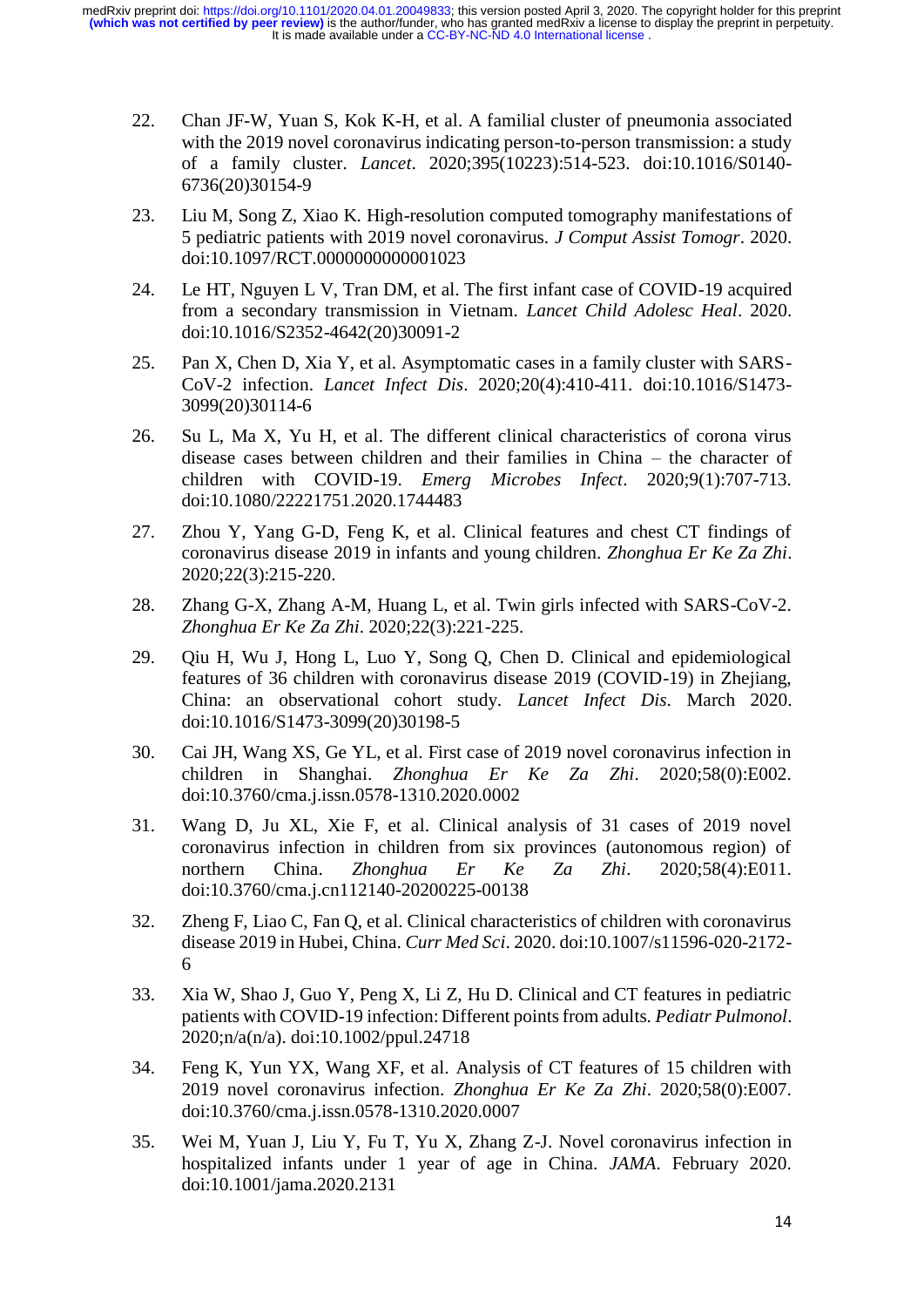22. Chan JF-W, Yuan S, Kok K-H, et al. A familial cluster of pneumonia associated with the 2019 novel coronavirus indicating person-to-person transmission: a study of a family cluster. *Lancet*. 2020;395(10223):514-523. doi:10.1016/S0140-6736(20)30154-9

23. Liu M, Song Z, Xiao K. High-resolution computed tomography manifestations of 5 pediatric patients with 2019 novel coronavirus. *J Comput Assist Tomogr*. 2020. doi:10.1097/RCT.0000000000001023

24. Le HT, Nguyen L V, Tran DM, et al. The first infant case of COVID-19 acquired from a secondary transmission in Vietnam. *Lancet Child Adolesc Heal*. 2020. doi:10.1016/S2352-4642(20)30091-2

25. Pan X, Chen D, Xia Y, et al. Asymptomatic cases in a family cluster with SARS-CoV-2 infection. *Lancet Infect Dis*. 2020;20(4):410-411. doi:10.1016/S1473-3099(20)30114-6

26. Su L, Ma X, Yu H, et al. The different clinical characteristics of corona virus disease cases between children and their families in China – the character of children with COVID-19. *Emerg Microbes Infect*. 2020;9(1):707-713. doi:10.1080/22221751.2020.1744483

27. Zhou Y, Yang G-D, Feng K, et al. Clinical features and chest CT findings of coronavirus disease 2019 in infants and young children. *Zhonghua Er Ke Za Zhi*. 2020;22(3):215-220.

28. Zhang G-X, Zhang A-M, Huang L, et al. Twin girls infected with SARS-CoV-2. *Zhonghua Er Ke Za Zhi*. 2020;22(3):221-225.

29. Qiu H, Wu J, Hong L, Luo Y, Song Q, Chen D. Clinical and epidemiological features of 36 children with coronavirus disease 2019 (COVID-19) in Zhejiang, China: an observational cohort study. *Lancet Infect Dis*. March 2020. doi:10.1016/S1473-3099(20)30198-5

30. Cai JH, Wang XS, Ge YL, et al. First case of 2019 novel coronavirus infection in children in Shanghai. *Zhonghua Er Ke Za Zhi*. 2020;58(0):E002. doi:10.3760/cma.j.issn.0578-1310.2020.0002

31. Wang D, Ju XL, Xie F, et al. Clinical analysis of 31 cases of 2019 novel coronavirus infection in children from six provinces (autonomous region) of northern China. *Zhonghua Er Ke Za Zhi*. 2020;58(4):E011. doi:10.3760/cma.j.cn112140-20200225-00138

32. Zheng F, Liao C, Fan Q, et al. Clinical characteristics of children with coronavirus disease 2019 in Hubei, China. *Curr Med Sci*. 2020. doi:10.1007/s11596-020-2172-6

33. Xia W, Shao J, Guo Y, Peng X, Li Z, Hu D. Clinical and CT features in pediatric patients with COVID-19 infection: Different points from adults. *Pediatr Pulmonol*. 2020;n/a(n/a). doi:10.1002/ppul.24718

34. Feng K, Yun YX, Wang XF, et al. Analysis of CT features of 15 children with 2019 novel coronavirus infection. *Zhonghua Er Ke Za Zhi*. 2020;58(0):E007. doi:10.3760/cma.j.issn.0578-1310.2020.0007

35. Wei M, Yuan J, Liu Y, Fu T, Yu X, Zhang Z-J. Novel coronavirus infection in hospitalized infants under 1 year of age in China. *JAMA*. February 2020. doi:10.1001/jama.2020.2131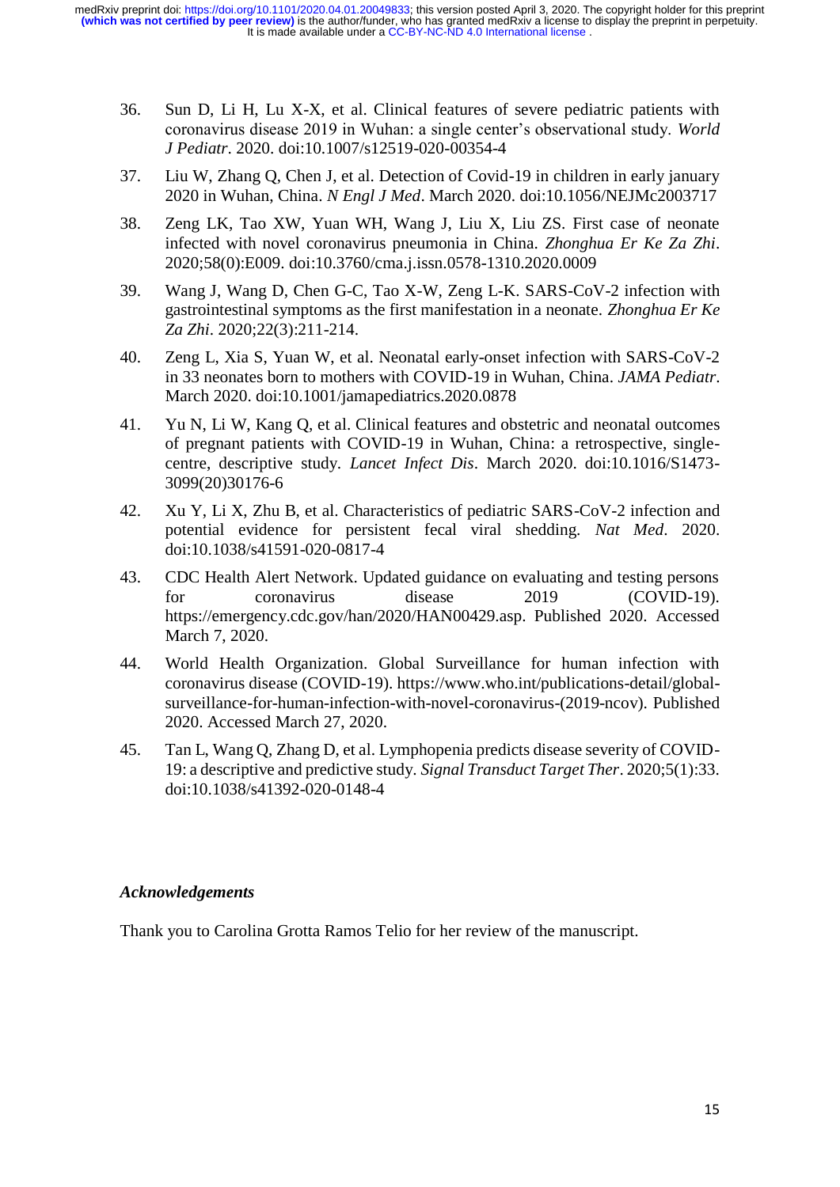36. Sun D, Li H, Lu X-X, et al. Clinical features of severe pediatric patients with coronavirus disease 2019 in Wuhan: a single center's observational study. *World J Pediatr*. 2020. doi:10.1007/s12519-020-00354-4

37. Liu W, Zhang Q, Chen J, et al. Detection of Covid-19 in children in early january 2020 in Wuhan, China. *N Engl J Med*. March 2020. doi:10.1056/NEJMc2003717

38. Zeng LK, Tao XW, Yuan WH, Wang J, Liu X, Liu ZS. First case of neonate infected with novel coronavirus pneumonia in China. *Zhonghua Er Ke Za Zhi*. 2020;58(0):E009. doi:10.3760/cma.j.issn.0578-1310.2020.0009

39. Wang J, Wang D, Chen G-C, Tao X-W, Zeng L-K. SARS-CoV-2 infection with gastrointestinal symptoms as the first manifestation in a neonate. *Zhonghua Er Ke Za Zhi*. 2020;22(3):211-214.

40. Zeng L, Xia S, Yuan W, et al. Neonatal early-onset infection with SARS-CoV-2 in 33 neonates born to mothers with COVID-19 in Wuhan, China. *JAMA Pediatr*. March 2020. doi:10.1001/jamapediatrics.2020.0878

41. Yu N, Li W, Kang Q, et al. Clinical features and obstetric and neonatal outcomes of pregnant patients with COVID-19 in Wuhan, China: a retrospective, single-centre, descriptive study. *Lancet Infect Dis*. March 2020. doi:10.1016/S1473-3099(20)30176-6

42. Xu Y, Li X, Zhu B, et al. Characteristics of pediatric SARS-CoV-2 infection and potential evidence for persistent fecal viral shedding. *Nat Med*. 2020. doi:10.1038/s41591-020-0817-4

43. CDC Health Alert Network. Updated guidance on evaluating and testing persons for coronavirus disease 2019 (COVID-19). https://emergency.cdc.gov/han/2020/HAN00429.asp. Published 2020. Accessed March 7, 2020.

44. World Health Organization. Global Surveillance for human infection with coronavirus disease (COVID-19). https://www.who.int/publications-detail/global-surveillance-for-human-infection-with-novel-coronavirus-(2019-ncov). Published 2020. Accessed March 27, 2020.

45. Tan L, Wang Q, Zhang D, et al. Lymphopenia predicts disease severity of COVID-19: a descriptive and predictive study. *Signal Transduct Target Ther*. 2020;5(1):33. doi:10.1038/s41392-020-0148-4

***Acknowledgements***

Thank you to Carolina Grotta Ramos Telio for her review of the manuscript.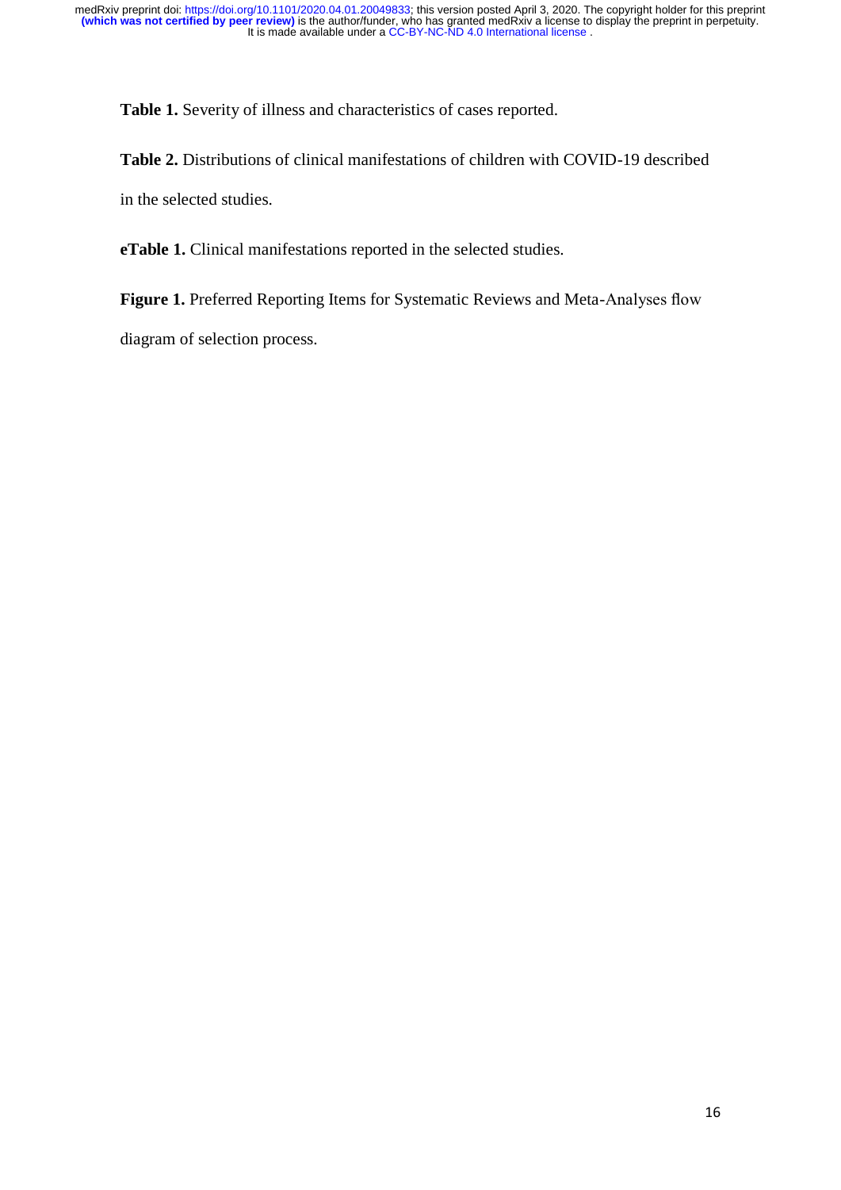**Table 1.** Severity of illness and characteristics of cases reported.

**Table 2.** Distributions of clinical manifestations of children with COVID-19 described in the selected studies.

**eTable 1.** Clinical manifestations reported in the selected studies.

**Figure 1.** Preferred Reporting Items for Systematic Reviews and Meta-Analyses flow diagram of selection process.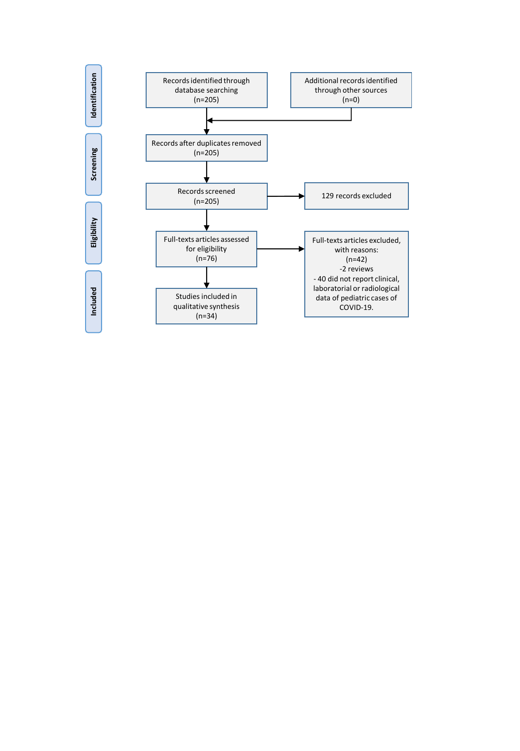**Identification**

Records identified through database searching (n=205)

Additional records identified through other sources (n=0)

**Screening**

Records after duplicates removed (n=205)

Records screened (n=205)

129 records excluded

**Eligibility**

Full-texts articles assessed for eligibility (n=76)

Full-texts articles excluded, with reasons: (n=42)
-2 reviews
- 40 did not report clinical, laboratorial or radiological data of pediatric cases of COVID-19.

**Included**

Studies included in qualitative synthesis (n=34)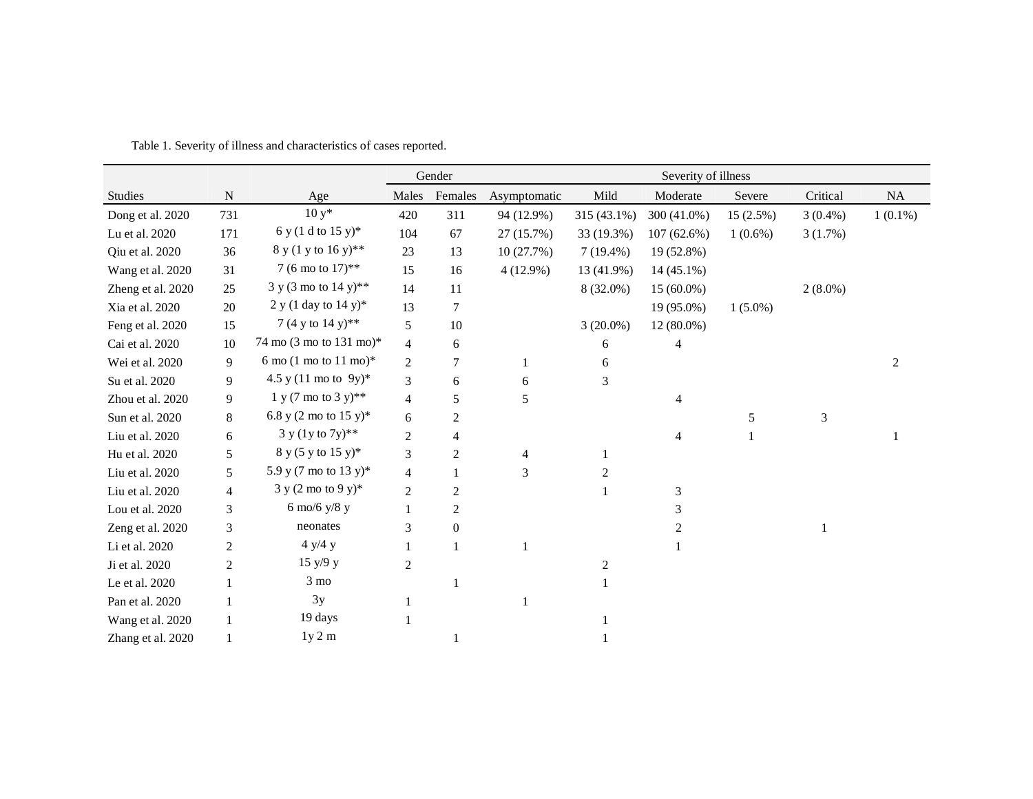Table 1. Severity of illness and characteristics of cases reported.

| Studies | N | Age | Gender | | Severity of illness | | | | | |
|---|---|---|---|---|---|---|---|---|---|---|
| | | | Males | Females | Asymptomatic | Mild | Moderate | Severe | Critical | NA |
| Dong et al. 2020 | 731 | 10 y* | 420 | 311 | 94 (12.9%) | 315 (43.1%) | 300 (41.0%) | 15 (2.5%) | 3 (0.4%) | 1 (0.1%) |
| Lu et al. 2020 | 171 | 6 y (1 d to 15 y)* | 104 | 67 | 27 (15.7%) | 33 (19.3%) | 107 (62.6%) | 1 (0.6%) | 3 (1.7%) | |
| Qiu et al. 2020 | 36 | 8 y (1 y to 16 y)** | 23 | 13 | 10 (27.7%) | 7 (19.4%) | 19 (52.8%) | | | |
| Wang et al. 2020 | 31 | 7 (6 mo to 17)** | 15 | 16 | 4 (12.9%) | 13 (41.9%) | 14 (45.1%) | | | |
| Zheng et al. 2020 | 25 | 3 y (3 mo to 14 y)** | 14 | 11 | | 8 (32.0%) | 15 (60.0%) | | 2 (8.0%) | |
| Xia et al. 2020 | 20 | 2 y (1 day to 14 y)* | 13 | 7 | | | 19 (95.0%) | 1 (5.0%) | | |
| Feng et al. 2020 | 15 | 7 (4 y to 14 y)** | 5 | 10 | | 3 (20.0%) | 12 (80.0%) | | | |
| Cai et al. 2020 | 10 | 74 mo (3 mo to 131 mo)* | 4 | 6 | | 6 | 4 | | | |
| Wei et al. 2020 | 9 | 6 mo (1 mo to 11 mo)* | 2 | 7 | 1 | 6 | | | | 2 |
| Su et al. 2020 | 9 | 4.5 y (11 mo to 9y)* | 3 | 6 | 6 | 3 | | | | |
| Zhou et al. 2020 | 9 | 1 y (7 mo to 3 y)** | 4 | 5 | 5 | | 4 | | | |
| Sun et al. 2020 | 8 | 6.8 y (2 mo to 15 y)* | 6 | 2 | | | | 5 | 3 | |
| Liu et al. 2020 | 6 | 3 y (1y to 7y)** | 2 | 4 | | | 4 | 1 | | 1 |
| Hu et al. 2020 | 5 | 8 y (5 y to 15 y)* | 3 | 2 | 4 | 1 | | | | |
| Liu et al. 2020 | 5 | 5.9 y (7 mo to 13 y)* | 4 | 1 | 3 | 2 | | | | |
| Liu et al. 2020 | 4 | 3 y (2 mo to 9 y)* | 2 | 2 | | 1 | 3 | | | |
| Lou et al. 2020 | 3 | 6 mo/6 y/8 y | 1 | 2 | | | 3 | | | |
| Zeng et al. 2020 | 3 | neonates | 3 | 0 | | | 2 | | 1 | |
| Li et al. 2020 | 2 | 4 y/4 y | 1 | 1 | 1 | | 1 | | | |
| Ji et al. 2020 | 2 | 15 y/9 y | 2 | | | 2 | | | | |
| Le et al. 2020 | 1 | 3 mo | | 1 | | 1 | | | | |
| Pan et al. 2020 | 1 | 3y | 1 | | 1 | | | | | |
| Wang et al. 2020 | 1 | 19 days | 1 | | | 1 | | | | |
| Zhang et al. 2020 | 1 | 1y 2 m | | 1 | | 1 | | | | |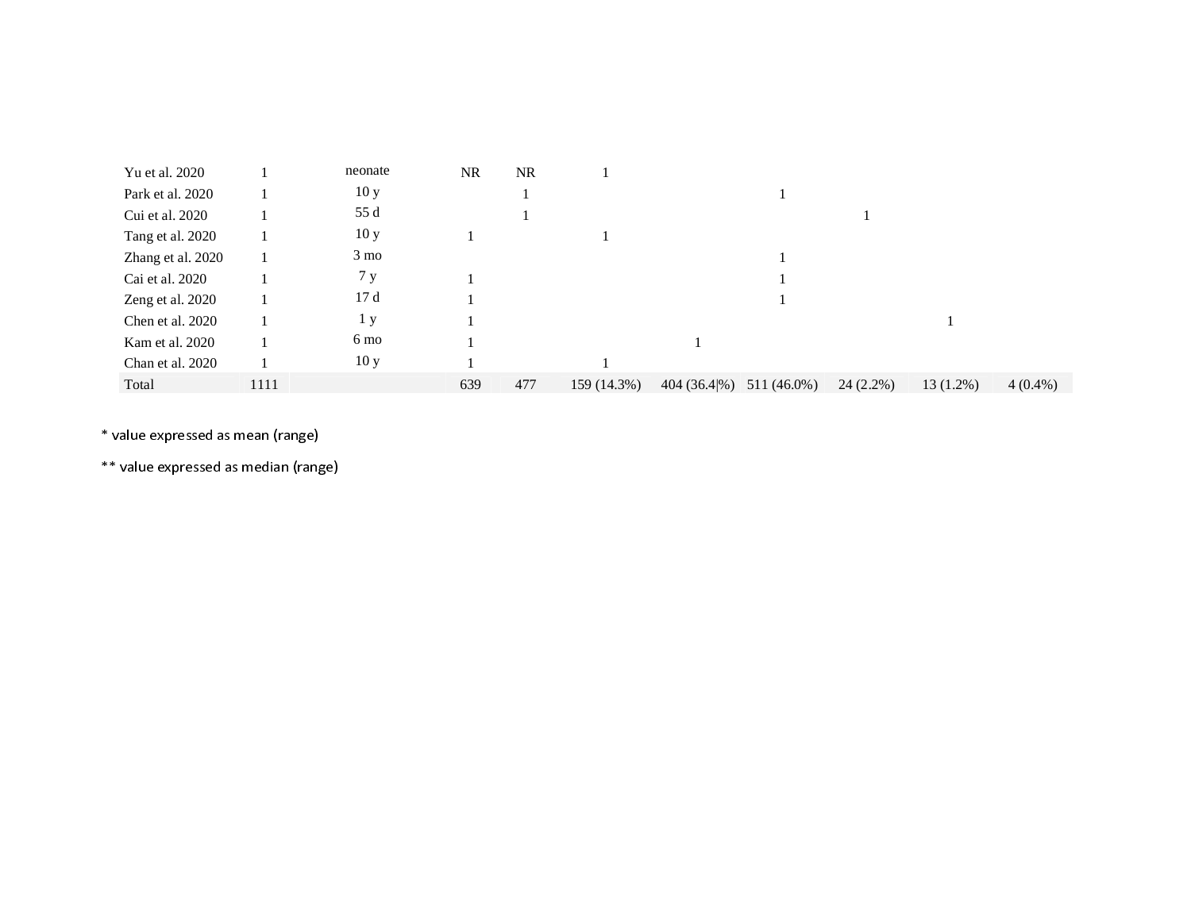| | | | | | | | | | | |
|---|---|---|---|---|---|---|---|---|---|---|
| Yu et al. 2020 | 1 | neonate | NR | NR | 1 | | | | | |
| Park et al. 2020 | 1 | 10 y | | 1 | | | 1 | | | |
| Cui et al. 2020 | 1 | 55 d | | 1 | | | | 1 | | |
| Tang et al. 2020 | 1 | 10 y | 1 | | 1 | | | | | |
| Zhang et al. 2020 | 1 | 3 mo | | | | | 1 | | | |
| Cai et al. 2020 | 1 | 7 y | 1 | | | | 1 | | | |
| Zeng et al. 2020 | 1 | 17 d | 1 | | | | 1 | | | |
| Chen et al. 2020 | 1 | 1 y | 1 | | | | | | 1 | |
| Kam et al. 2020 | 1 | 6 mo | 1 | | | 1 | | | | |
| Chan et al. 2020 | 1 | 10 y | 1 | | 1 | | | | | |
| Total | 1111 | | 639 | 477 | 159 (14.3%) | 404 (36.4\|%) | 511 (46.0%) | 24 (2.2%) | 13 (1.2%) | 4 (0.4%) |

* value expressed as mean (range)

** value expressed as median (range)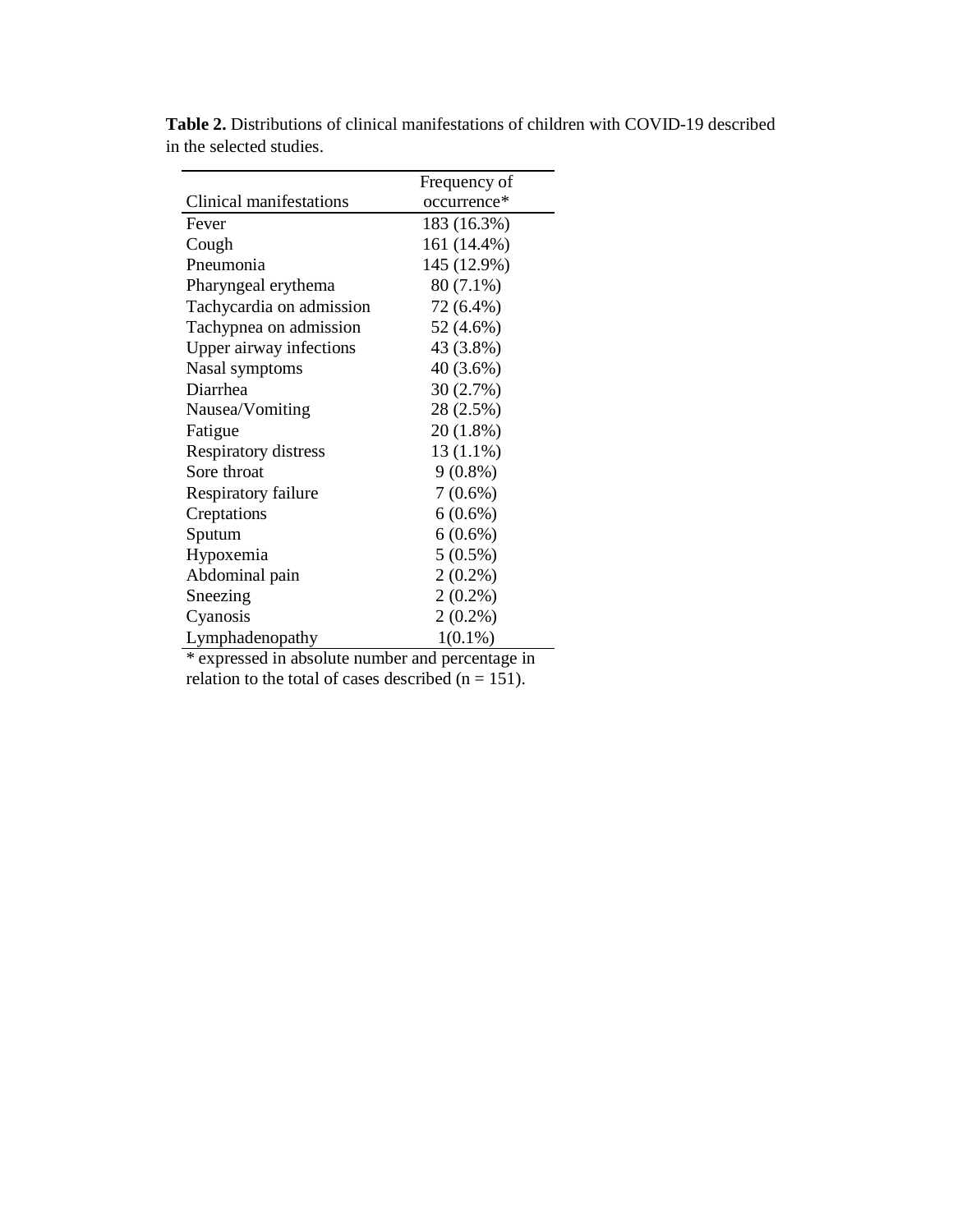**Table 2.** Distributions of clinical manifestations of children with COVID-19 described in the selected studies.

| Clinical manifestations | Frequency of occurrence* |
|---|---|
| Fever | 183 (16.3%) |
| Cough | 161 (14.4%) |
| Pneumonia | 145 (12.9%) |
| Pharyngeal erythema | 80 (7.1%) |
| Tachycardia on admission | 72 (6.4%) |
| Tachypnea on admission | 52 (4.6%) |
| Upper airway infections | 43 (3.8%) |
| Nasal symptoms | 40 (3.6%) |
| Diarrhea | 30 (2.7%) |
| Nausea/Vomiting | 28 (2.5%) |
| Fatigue | 20 (1.8%) |
| Respiratory distress | 13 (1.1%) |
| Sore throat | 9 (0.8%) |
| Respiratory failure | 7 (0.6%) |
| Creptations | 6 (0.6%) |
| Sputum | 6 (0.6%) |
| Hypoxemia | 5 (0.5%) |
| Abdominal pain | 2 (0.2%) |
| Sneezing | 2 (0.2%) |
| Cyanosis | 2 (0.2%) |
| Lymphadenopathy | 1(0.1%) |

* expressed in absolute number and percentage in relation to the total of cases described (n = 151).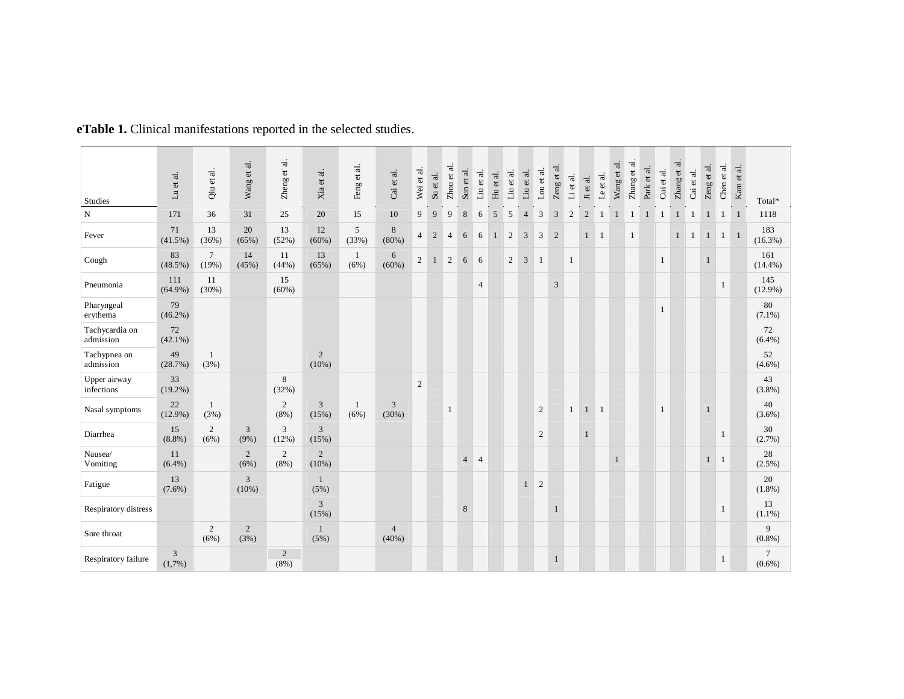**eTable 1.** Clinical manifestations reported in the selected studies.

| Studies | Lu et al. | Qiu et al. | Wang et al. | Zheng et al. | Xia et al. | Feng et al. | Cai et al. | Wei et al. | Su et al. | Zhou et al. | Sun et al. | Liu et al. | Hu et al. | Liu et al. | Liu et al. | Lou et al. | Zeng et al. | Li et al. | Ji et al. | Le et al. | Wang et al. | Zhang et al. | Park et al. | Cui et al. | Zhang et al. | Cai et al. | Zeng et al. | Chen et al. | Kam et al. | Total* |
|---|---|---|---|---|---|---|---|---|---|---|---|---|---|---|---|---|---|---|---|---|---|---|---|---|---|---|---|---|---|---|
| N | 171 | 36 | 31 | 25 | 20 | 15 | 10 | 9 | 9 | 9 | 8 | 6 | 5 | 5 | 4 | 3 | 3 | 2 | 2 | 1 | 1 | 1 | 1 | 1 | 1 | 1 | 1 | 1 | 1 | 1118 |
| Fever | 71 (41.5%) | 13 (36%) | 20 (65%) | 13 (52%) | 12 (60%) | 5 (33%) | 8 (80%) | 4 | 2 | 4 | 6 | 6 | 1 | 2 | 3 | 3 | 2 | | 1 | 1 | | 1 | | | 1 | 1 | 1 | 1 | 1 | 183 (16.3%) |
| Cough | 83 (48.5%) | 7 (19%) | 14 (45%) | 11 (44%) | 13 (65%) | 1 (6%) | 6 (60%) | 2 | 1 | 2 | 6 | 6 | | 2 | 3 | 1 | | 1 | | | | | | 1 | | | 1 | | | 161 (14.4%) |
| Pneumonia | 111 (64.9%) | 11 (30%) | | 15 (60%) | | | | | | | | 4 | | | | | 3 | | | | | | | | | | | 1 | | 145 (12.9%) |
| Pharyngeal erythema | 79 (46.2%) | | | | | | | | | | | | | | | | | | | | | | | 1 | | | | | | 80 (7.1%) |
| Tachycardia on admission | 72 (42.1%) | | | | | | | | | | | | | | | | | | | | | | | | | | | | | 72 (6.4%) |
| Tachypnea on admission | 49 (28.7%) | 1 (3%) | | | 2 (10%) | | | | | | | | | | | | | | | | | | | | | | | | | 52 (4.6%) |
| Upper airway infections | 33 (19.2%) | | | 8 (32%) | | | | 2 | | | | | | | | | | | | | | | | | | | | | | 43 (3.8%) |
| Nasal symptoms | 22 (12.9%) | 1 (3%) | | 2 (8%) | 3 (15%) | 1 (6%) | 3 (30%) | | | 1 | | | | | | 2 | | 1 | 1 | 1 | | | | 1 | | | 1 | | | 40 (3.6%) |
| Diarrhea | 15 (8.8%) | 2 (6%) | 3 (9%) | 3 (12%) | 3 (15%) | | | | | | | | | | | 2 | | | 1 | | | | | | | | | 1 | | 30 (2.7%) |
| Nausea/ Vomiting | 11 (6.4%) | | 2 (6%) | 2 (8%) | 2 (10%) | | | | | | 4 | 4 | | | | | | | | | 1 | | | | | | 1 | 1 | | 28 (2.5%) |
| Fatigue | 13 (7.6%) | | 3 (10%) | | 1 (5%) | | | | | | | | | | 1 | 2 | | | | | | | | | | | | | | 20 (1.8%) |
| Respiratory distress | | | | | 3 (15%) | | | | | | 8 | | | | | | 1 | | | | | | | | | | | 1 | | 13 (1.1%) |
| Sore throat | | 2 (6%) | 2 (3%) | | 1 (5%) | | 4 (40%) | | | | | | | | | | | | | | | | | | | | | | | 9 (0.8%) |
| Respiratory failure | 3 (1,7%) | | | 2 (8%) | | | | | | | | | | | | | 1 | | | | | | | | | | | 1 | | 7 (0.6%) |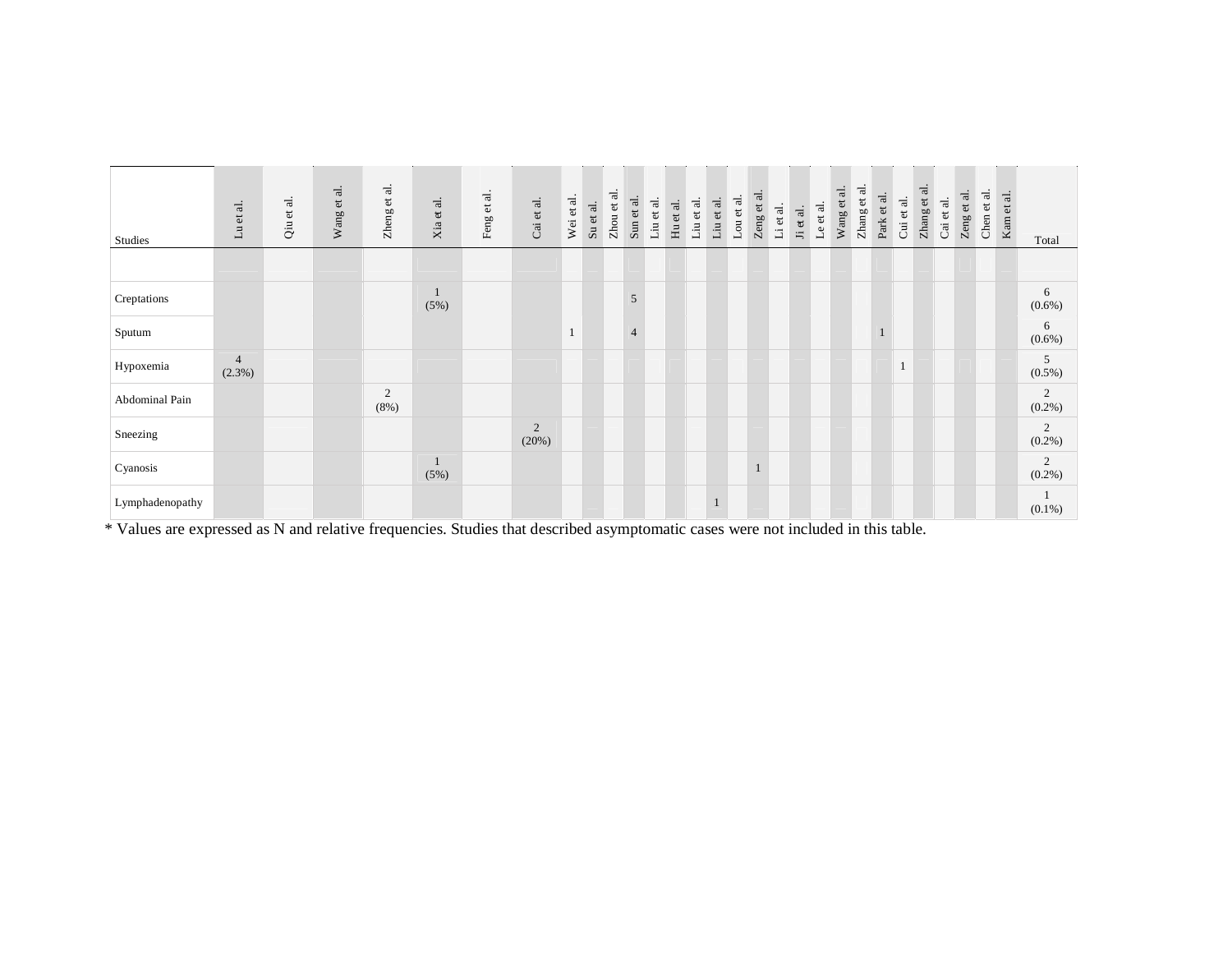| Studies | Lu et al. | Qiu et al. | Wang et al. | Zheng et al. | Xia et al. | Feng et al. | Cai et al. | Wei et al. | Su et al. | Zhou et al. | Sun et al. | Liu et al. | Hu et al. | Liu et al. | Liu et al. | Lou et al. | Zeng et al. | Li et al. | Ji et al. | Le et al. | Wang et al. | Zhang et al. | Park et al. | Cui et al. | Zhang et al. | Cai et al. | Zeng et al. | Chen et al. | Kam et al. | Total |
|---|---|---|---|---|---|---|---|---|---|---|---|---|---|---|---|---|---|---|---|---|---|---|---|---|---|---|---|---|---|---|
| | | | | | | | | | | | | | | | | | | | | | | | | | | | | | | |
| Creptations | | | | | 1 (5%) | | | | | | 5 | | | | | | | | | | | | | | | | | | | 6 (0.6%) |
| Sputum | | | | | | | | 1 | | | 4 | | | | | | | | | | | | 1 | | | | | | | 6 (0.6%) |
| Hypoxemia | 4 (2.3%) | | | | | | | | | | | | | | | | | | | | | | | 1 | | | | | | 5 (0.5%) |
| Abdominal Pain | | | | 2 (8%) | | | | | | | | | | | | | | | | | | | | | | | | | | 2 (0.2%) |
| Sneezing | | | | | | | 2 (20%) | | | | | | | | | | | | | | | | | | | | | | | 2 (0.2%) |
| Cyanosis | | | | | 1 (5%) | | | | | | | | | | | | 1 | | | | | | | | | | | | | 2 (0.2%) |
| Lymphadenopathy | | | | | | | | | | | | | | | 1 | | | | | | | | | | | | | | | 1 (0.1%) |

* Values are expressed as N and relative frequencies. Studies that described asymptomatic cases were not included in this table.